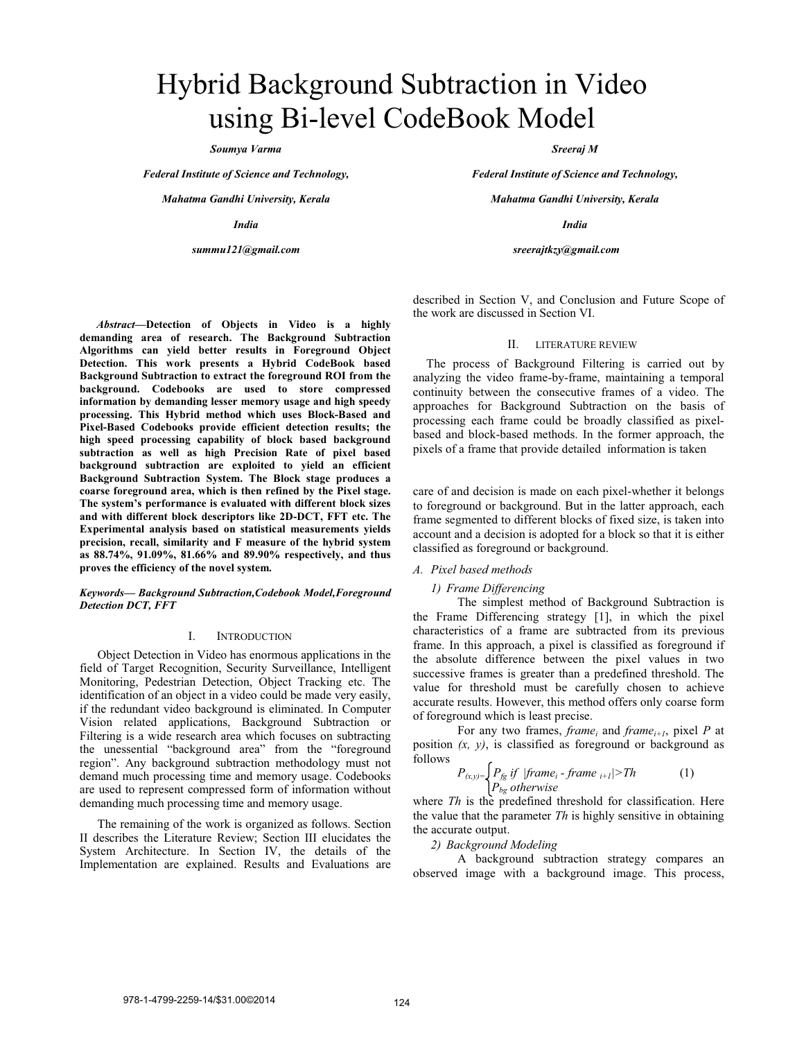# Hybrid Background Subtraction in Video using Bi-level CodeBook Model

***Soumya Varma***

***Federal Institute of Science and Technology,***

***Mahatma Gandhi University, Kerala***

***India***

***summu121@gmail.com***

***Sreeraj M***

***Federal Institute of Science and Technology,***

***Mahatma Gandhi University, Kerala***

***India***

***sreerajtkzy@gmail.com***

***Abstract*—Detection of Objects in Video is a highly demanding area of research. The Background Subtraction Algorithms can yield better results in Foreground Object Detection. This work presents a Hybrid CodeBook based Background Subtraction to extract the foreground ROI from the background. Codebooks are used to store compressed information by demanding lesser memory usage and high speedy processing. This Hybrid method which uses Block-Based and Pixel-Based Codebooks provide efficient detection results; the high speed processing capability of block based background subtraction as well as high Precision Rate of pixel based background subtraction are exploited to yield an efficient Background Subtraction System. The Block stage produces a coarse foreground area, which is then refined by the Pixel stage. The system's performance is evaluated with different block sizes and with different block descriptors like 2D-DCT, FFT etc. The Experimental analysis based on statistical measurements yields precision, recall, similarity and F measure of the hybrid system as 88.74%, 91.09%, 81.66% and 89.90% respectively, and thus proves the efficiency of the novel system.**

***Keywords— Background Subtraction,Codebook Model,Foreground Detection DCT, FFT***

## I. INTRODUCTION

Object Detection in Video has enormous applications in the field of Target Recognition, Security Surveillance, Intelligent Monitoring, Pedestrian Detection, Object Tracking etc. The identification of an object in a video could be made very easily, if the redundant video background is eliminated. In Computer Vision related applications, Background Subtraction or Filtering is a wide research area which focuses on subtracting the unessential "background area" from the "foreground region". Any background subtraction methodology must not demand much processing time and memory usage. Codebooks are used to represent compressed form of information without demanding much processing time and memory usage.

The remaining of the work is organized as follows. Section II describes the Literature Review; Section III elucidates the System Architecture. In Section IV, the details of the Implementation are explained. Results and Evaluations are described in Section V, and Conclusion and Future Scope of the work are discussed in Section VI.

## II. LITERATURE REVIEW

The process of Background Filtering is carried out by analyzing the video frame-by-frame, maintaining a temporal continuity between the consecutive frames of a video. The approaches for Background Subtraction on the basis of processing each frame could be broadly classified as pixel-based and block-based methods. In the former approach, the pixels of a frame that provide detailed information is taken care of and decision is made on each pixel-whether it belongs to foreground or background. But in the latter approach, each frame segmented to different blocks of fixed size, is taken into account and a decision is adopted for a block so that it is either classified as foreground or background.

### *A. Pixel based methods*

#### *1) Frame Differencing*

The simplest method of Background Subtraction is the Frame Differencing strategy [1], in which the pixel characteristics of a frame are subtracted from its previous frame. In this approach, a pixel is classified as foreground if the absolute difference between the pixel values in two successive frames is greater than a predefined threshold. The value for threshold must be carefully chosen to achieve accurate results. However, this method offers only coarse form of foreground which is least precise.

For any two frames, $frame_i$ and $frame_{i+1}$, pixel $P$ at position $(x, y)$, is classified as foreground or background as follows

$$P_{(x,y)} = \begin{cases} P_{fg} \text{ if } |frame_i - frame_{i+1}| > Th \\ P_{bg} \text{ otherwise} \end{cases} \quad (1)$$

where $Th$ is the predefined threshold for classification. Here the value that the parameter $Th$ is highly sensitive in obtaining the accurate output.

#### *2) Background Modeling*

A background subtraction strategy compares an observed image with a background image. This process,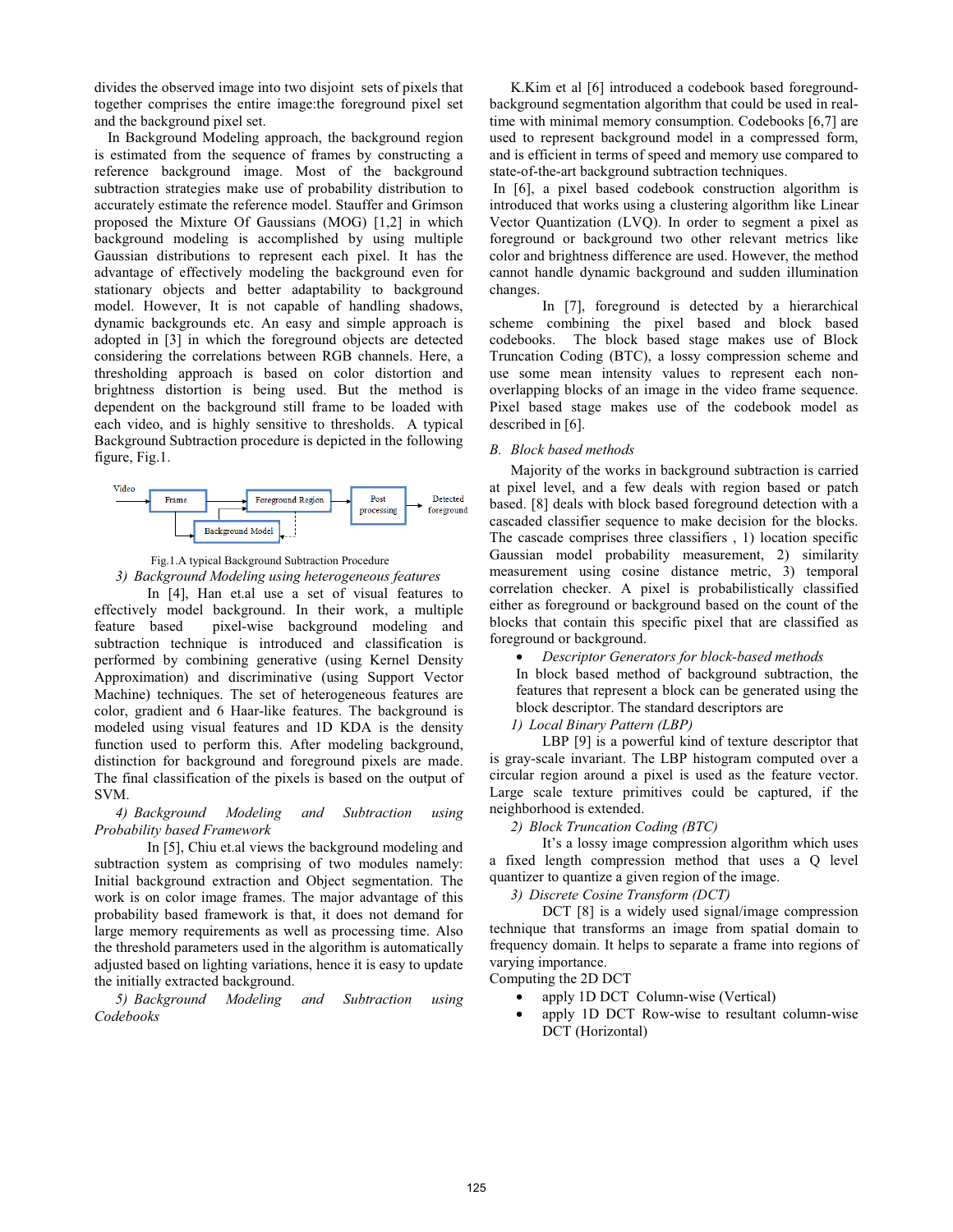divides the observed image into two disjoint sets of pixels that together comprises the entire image:the foreground pixel set and the background pixel set.

In Background Modeling approach, the background region is estimated from the sequence of frames by constructing a reference background image. Most of the background subtraction strategies make use of probability distribution to accurately estimate the reference model. Stauffer and Grimson proposed the Mixture Of Gaussians (MOG) [1,2] in which background modeling is accomplished by using multiple Gaussian distributions to represent each pixel. It has the advantage of effectively modeling the background even for stationary objects and better adaptability to background model. However, It is not capable of handling shadows, dynamic backgrounds etc. An easy and simple approach is adopted in [3] in which the foreground objects are detected considering the correlations between RGB channels. Here, a thresholding approach is based on color distortion and brightness distortion is being used. But the method is dependent on the background still frame to be loaded with each video, and is highly sensitive to thresholds. A typical Background Subtraction procedure is depicted in the following figure, Fig.1.

Fig.1.A typical Background Subtraction Procedure

*3) Background Modeling using heterogeneous features*

In [4], Han et.al use a set of visual features to effectively model background. In their work, a multiple feature based pixel-wise background modeling and subtraction technique is introduced and classification is performed by combining generative (using Kernel Density Approximation) and discriminative (using Support Vector Machine) techniques. The set of heterogeneous features are color, gradient and 6 Haar-like features. The background is modeled using visual features and 1D KDA is the density function used to perform this. After modeling background, distinction for background and foreground pixels are made. The final classification of the pixels is based on the output of SVM.

*4) Background Modeling and Subtraction using Probability based Framework*

In [5], Chiu et.al views the background modeling and subtraction system as comprising of two modules namely: Initial background extraction and Object segmentation. The work is on color image frames. The major advantage of this probability based framework is that, it does not demand for large memory requirements as well as processing time. Also the threshold parameters used in the algorithm is automatically adjusted based on lighting variations, hence it is easy to update the initially extracted background.

*5) Background Modeling and Subtraction using Codebooks*

K.Kim et al [6] introduced a codebook based foreground-background segmentation algorithm that could be used in real-time with minimal memory consumption. Codebooks [6,7] are used to represent background model in a compressed form, and is efficient in terms of speed and memory use compared to state-of-the-art background subtraction techniques.

In [6], a pixel based codebook construction algorithm is introduced that works using a clustering algorithm like Linear Vector Quantization (LVQ). In order to segment a pixel as foreground or background two other relevant metrics like color and brightness difference are used. However, the method cannot handle dynamic background and sudden illumination changes.

In [7], foreground is detected by a hierarchical scheme combining the pixel based and block based codebooks. The block based stage makes use of Block Truncation Coding (BTC), a lossy compression scheme and use some mean intensity values to represent each non-overlapping blocks of an image in the video frame sequence. Pixel based stage makes use of the codebook model as described in [6].

## B. Block based methods

Majority of the works in background subtraction is carried at pixel level, and a few deals with region based or patch based. [8] deals with block based foreground detection with a cascaded classifier sequence to make decision for the blocks. The cascade comprises three classifiers , 1) location specific Gaussian model probability measurement, 2) similarity measurement using cosine distance metric, 3) temporal correlation checker. A pixel is probabilistically classified either as foreground or background based on the count of the blocks that contain this specific pixel that are classified as foreground or background.

- *Descriptor Generators for block-based methods*

  In block based method of background subtraction, the features that represent a block can be generated using the block descriptor. The standard descriptors are

*1) Local Binary Pattern (LBP)*

LBP [9] is a powerful kind of texture descriptor that is gray-scale invariant. The LBP histogram computed over a circular region around a pixel is used as the feature vector. Large scale texture primitives could be captured, if the neighborhood is extended.

*2) Block Truncation Coding (BTC)*

It's a lossy image compression algorithm which uses a fixed length compression method that uses a Q level quantizer to quantize a given region of the image.

*3) Discrete Cosine Transform (DCT)*

DCT [8] is a widely used signal/image compression technique that transforms an image from spatial domain to frequency domain. It helps to separate a frame into regions of varying importance.

Computing the 2D DCT

- apply 1D DCT Column-wise (Vertical)
- apply 1D DCT Row-wise to resultant column-wise DCT (Horizontal)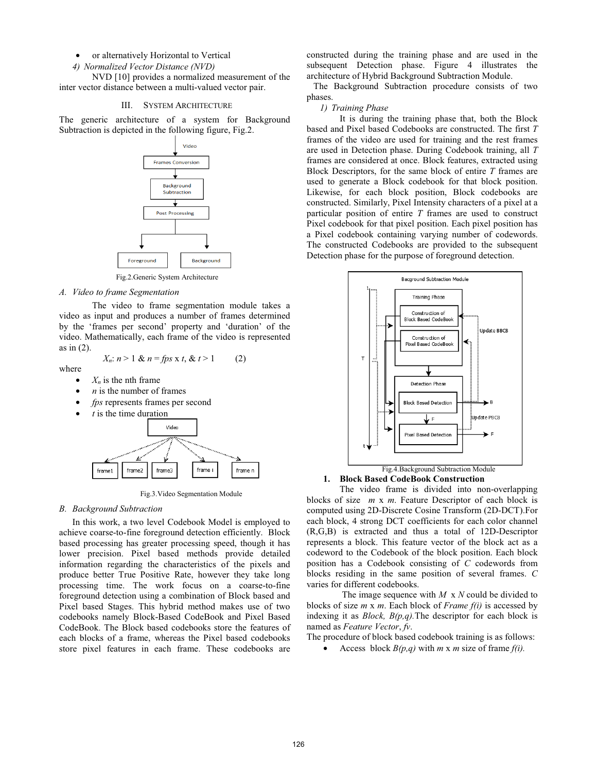- or alternatively Horizontal to Vertical

*4) Normalized Vector Distance (NVD)*

NVD [10] provides a normalized measurement of the inter vector distance between a multi-valued vector pair.

## III. System Architecture

The generic architecture of a system for Background Subtraction is depicted in the following figure, Fig.2.

Fig.2.Generic System Architecture

### A. Video to frame Segmentation

The video to frame segmentation module takes a video as input and produces a number of frames determined by the 'frames per second' property and 'duration' of the video. Mathematically, each frame of the video is represented as in (2).

$$X_n: n > 1 \ \& \ n = fps \times t, \ \& \ t > 1 \qquad (2)$$

where

- $X_n$ is the nth frame
- $n$ is the number of frames
- $fps$ represents frames per second
- $t$ is the time duration

Fig.3.Video Segmentation Module

### B. Background Subtraction

In this work, a two level Codebook Model is employed to achieve coarse-to-fine foreground detection efficiently. Block based processing has greater processing speed, though it has lower precision. Pixel based methods provide detailed information regarding the characteristics of the pixels and produce better True Positive Rate, however they take long processing time. The work focus on a coarse-to-fine foreground detection using a combination of Block based and Pixel based Stages. This hybrid method makes use of two codebooks namely Block-Based CodeBook and Pixel Based CodeBook. The Block based codebooks store the features of each blocks of a frame, whereas the Pixel based codebooks store pixel features in each frame. These codebooks are constructed during the training phase and are used in the subsequent Detection phase. Figure 4 illustrates the architecture of Hybrid Background Subtraction Module.

The Background Subtraction procedure consists of two phases.

*1) Training Phase*

It is during the training phase that, both the Block based and Pixel based Codebooks are constructed. The first $T$ frames of the video are used for training and the rest frames are used in Detection phase. During Codebook training, all $T$ frames are considered at once. Block features, extracted using Block Descriptors, for the same block of entire $T$ frames are used to generate a Block codebook for that block position. Likewise, for each block position, Block codebooks are constructed. Similarly, Pixel Intensity characters of a pixel at a particular position of entire $T$ frames are used to construct Pixel codebook for that pixel position. Each pixel position has a Pixel codebook containing varying number of codewords. The constructed Codebooks are provided to the subsequent Detection phase for the purpose of foreground detection.

Fig.4.Background Subtraction Module

**1. Block Based CodeBook Construction**

The video frame is divided into non-overlapping blocks of size $m \times m$. Feature Descriptor of each block is computed using 2D-Discrete Cosine Transform (2D-DCT).For each block, 4 strong DCT coefficients for each color channel (R,G,B) is extracted and thus a total of 12D-Descriptor represents a block. This feature vector of the block act as a codeword to the Codebook of the block position. Each block position has a Codebook consisting of $C$ codewords from blocks residing in the same position of several frames. $C$ varies for different codebooks.

The image sequence with $M \times N$ could be divided to blocks of size $m \times m$. Each block of *Frame* $f(i)$ is accessed by indexing it as *Block,* $B(p,q)$.The descriptor for each block is named as *Feature Vector*, $fv$.

The procedure of block based codebook training is as follows:

- Access block $B(p,q)$ with $m \times m$ size of frame $f(i)$.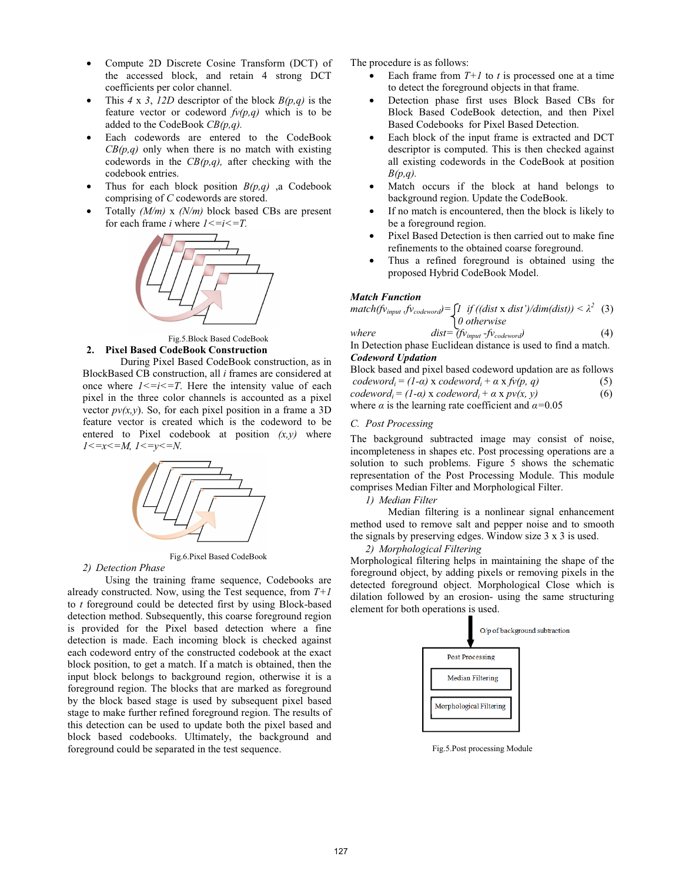- Compute 2D Discrete Cosine Transform (DCT) of the accessed block, and retain 4 strong DCT coefficients per color channel.
- This $4 \times 3$, $12D$ descriptor of the block $B(p,q)$ is the feature vector or codeword $fv(p,q)$ which is to be added to the CodeBook $CB(p,q)$.
- Each codewords are entered to the CodeBook $CB(p,q)$ only when there is no match with existing codewords in the $CB(p,q)$, after checking with the codebook entries.
- Thus for each block position $B(p,q)$ ,a Codebook comprising of $C$ codewords are stored.
- Totally $(M/m) \times (N/m)$ block based CBs are present for each frame $i$ where $1<=i<=T$.

Fig.5.Block Based CodeBook

**2. Pixel Based CodeBook Construction**

During Pixel Based CodeBook construction, as in BlockBased CB construction, all $i$ frames are considered at once where $1<=i<=T$. Here the intensity value of each pixel in the three color channels is accounted as a pixel vector $pv(x,y)$. So, for each pixel position in a frame a 3D feature vector is created which is the codeword to be entered to Pixel codebook at position $(x,y)$ where $1<=x<=M$, $1<=y<=N$.

Fig.6.Pixel Based CodeBook

*2) Detection Phase*

Using the training frame sequence, Codebooks are already constructed. Now, using the Test sequence, from $T+1$ to $t$ foreground could be detected first by using Block-based detection method. Subsequently, this coarse foreground region is provided for the Pixel based detection where a fine detection is made. Each incoming block is checked against each codeword entry of the constructed codebook at the exact block position, to get a match. If a match is obtained, then the input block belongs to background region, otherwise it is a foreground region. The blocks that are marked as foreground by the block based stage is used by subsequent pixel based stage to make further refined foreground region. The results of this detection can be used to update both the pixel based and block based codebooks. Ultimately, the background and foreground could be separated in the test sequence.

The procedure is as follows:

- Each frame from $T+1$ to $t$ is processed one at a time to detect the foreground objects in that frame.
- Detection phase first uses Block Based CBs for Block Based CodeBook detection, and then Pixel Based Codebooks for Pixel Based Detection.
- Each block of the input frame is extracted and DCT descriptor is computed. This is then checked against all existing codewords in the CodeBook at position $B(p,q)$.
- Match occurs if the block at hand belongs to background region. Update the CodeBook.
- If no match is encountered, then the block is likely to be a foreground region.
- Pixel Based Detection is then carried out to make fine refinements to the obtained coarse foreground.
- Thus a refined foreground is obtained using the proposed Hybrid CodeBook Model.

***Match Function***

$$match(fv_{input}, fv_{codeword}) = \begin{cases} 1 & \text{if } ((dist \times dist')/dim(dist)) < \lambda^2 \\ 0 & \text{otherwise} \end{cases} \quad (3)$$

where $$dist = (fv_{input} - fv_{codeword}) \quad (4)$$

In Detection phase Euclidean distance is used to find a match.

***Codeword Updation***

Block based and pixel based codeword updation are as follows

$$codeword_i = (1-\alpha) \times codeword_i + \alpha \times fv(p, q) \quad (5)$$

$$codeword_i = (1-\alpha) \times codeword_i + \alpha \times pv(x, y) \quad (6)$$

where $\alpha$ is the learning rate coefficient and $\alpha$=0.05

*C. Post Processing*

The background subtracted image may consist of noise, incompleteness in shapes etc. Post processing operations are a solution to such problems. Figure 5 shows the schematic representation of the Post Processing Module. This module comprises Median Filter and Morphological Filter.

*1) Median Filter*

Median filtering is a nonlinear signal enhancement method used to remove salt and pepper noise and to smooth the signals by preserving edges. Window size 3 x 3 is used.

*2) Morphological Filtering*

Morphological filtering helps in maintaining the shape of the foreground object, by adding pixels or removing pixels in the detected foreground object. Morphological Close which is dilation followed by an erosion- using the same structuring element for both operations is used.

O/p of background subtraction

Post Processing

Median Filtering

Morphological Filtering

Fig.5.Post processing Module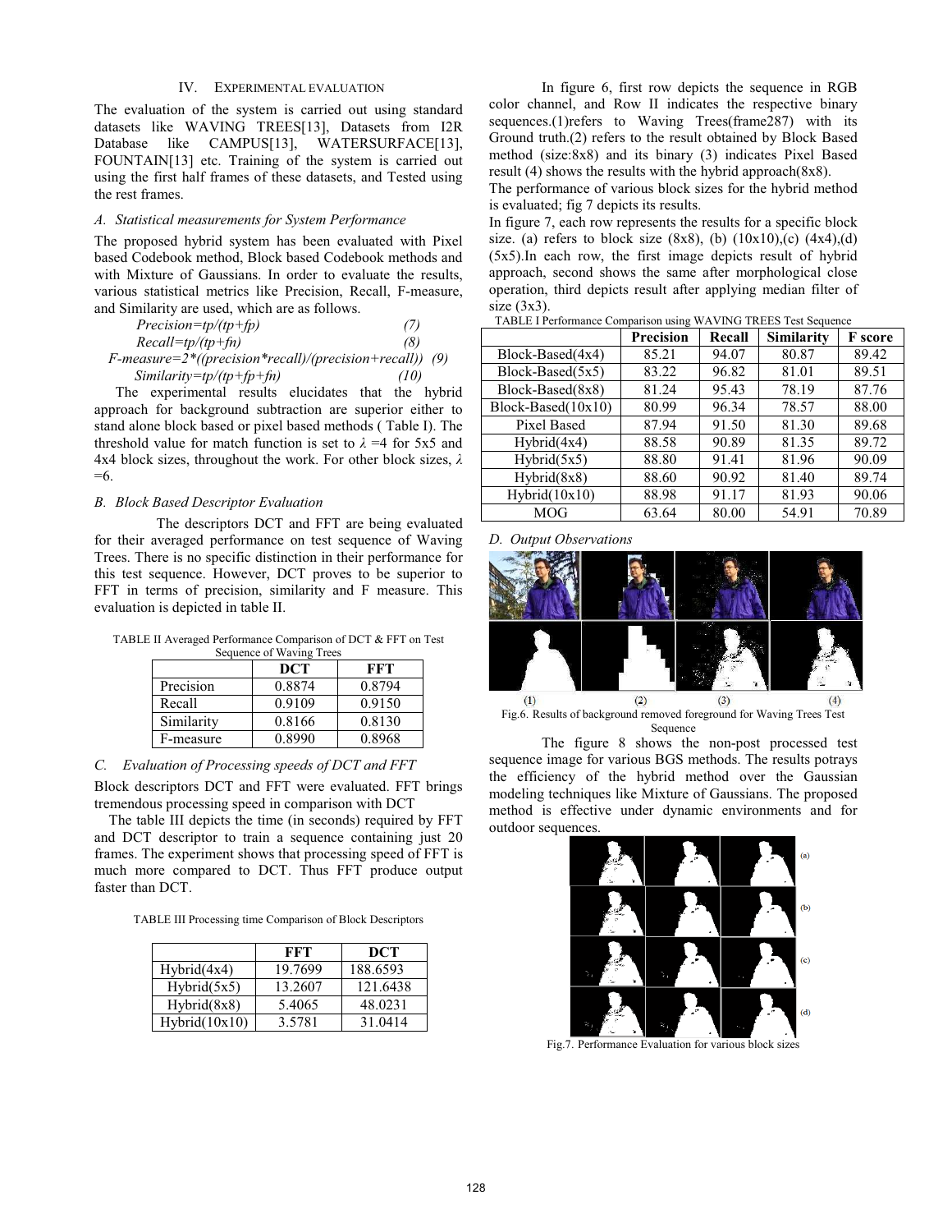## IV. EXPERIMENTAL EVALUATION

The evaluation of the system is carried out using standard datasets like WAVING TREES[13], Datasets from I2R Database like CAMPUS[13], WATERSURFACE[13], FOUNTAIN[13] etc. Training of the system is carried out using the first half frames of these datasets, and Tested using the rest frames.

### *A. Statistical measurements for System Performance*

The proposed hybrid system has been evaluated with Pixel based Codebook method, Block based Codebook methods and with Mixture of Gaussians. In order to evaluate the results, various statistical metrics like Precision, Recall, F-measure, and Similarity are used, which are as follows.

$$Precision=tp/(tp+fp) \quad (7)$$

$$Recall=tp/(tp+fn) \quad (8)$$

$$F\text{-}measure=2*((precision*recall)/(precision+recall)) \quad (9)$$

$$Similarity=tp/(tp+fp+fn) \quad (10)$$

The experimental results elucidates that the hybrid approach for background subtraction are superior either to stand alone block based or pixel based methods ( Table I). The threshold value for match function is set to $\lambda$ =4 for 5x5 and 4x4 block sizes, throughout the work. For other block sizes, $\lambda$ =6.

### *B. Block Based Descriptor Evaluation*

The descriptors DCT and FFT are being evaluated for their averaged performance on test sequence of Waving Trees. There is no specific distinction in their performance for this test sequence. However, DCT proves to be superior to FFT in terms of precision, similarity and F measure. This evaluation is depicted in table II.

TABLE II Averaged Performance Comparison of DCT & FFT on Test Sequence of Waving Trees

| | DCT | FFT |
|---|---|---|
| Precision | 0.8874 | 0.8794 |
| Recall | 0.9109 | 0.9150 |
| Similarity | 0.8166 | 0.8130 |
| F-measure | 0.8990 | 0.8968 |

### *C. Evaluation of Processing speeds of DCT and FFT*

Block descriptors DCT and FFT were evaluated. FFT brings tremendous processing speed in comparison with DCT

The table III depicts the time (in seconds) required by FFT and DCT descriptor to train a sequence containing just 20 frames. The experiment shows that processing speed of FFT is much more compared to DCT. Thus FFT produce output faster than DCT.

TABLE III Processing time Comparison of Block Descriptors

| | FFT | DCT |
|---|---|---|
| Hybrid(4x4) | 19.7699 | 188.6593 |
| Hybrid(5x5) | 13.2607 | 121.6438 |
| Hybrid(8x8) | 5.4065 | 48.0231 |
| Hybrid(10x10) | 3.5781 | 31.0414 |

In figure 6, first row depicts the sequence in RGB color channel, and Row II indicates the respective binary sequences.(1)refers to Waving Trees(frame287) with its Ground truth.(2) refers to the result obtained by Block Based method (size:8x8) and its binary (3) indicates Pixel Based result (4) shows the results with the hybrid approach(8x8).

The performance of various block sizes for the hybrid method is evaluated; fig 7 depicts its results.

In figure 7, each row represents the results for a specific block size. (a) refers to block size (8x8), (b) (10x10),(c) (4x4),(d) (5x5).In each row, the first image depicts result of hybrid approach, second shows the same after morphological close operation, third depicts result after applying median filter of size (3x3).

TABLE I Performance Comparison using WAVING TREES Test Sequence

| | Precision | Recall | Similarity | F score |
|---|---|---|---|---|
| Block-Based(4x4) | 85.21 | 94.07 | 80.87 | 89.42 |
| Block-Based(5x5) | 83.22 | 96.82 | 81.01 | 89.51 |
| Block-Based(8x8) | 81.24 | 95.43 | 78.19 | 87.76 |
| Block-Based(10x10) | 80.99 | 96.34 | 78.57 | 88.00 |
| Pixel Based | 87.94 | 91.50 | 81.30 | 89.68 |
| Hybrid(4x4) | 88.58 | 90.89 | 81.35 | 89.72 |
| Hybrid(5x5) | 88.80 | 91.41 | 81.96 | 90.09 |
| Hybrid(8x8) | 88.60 | 90.92 | 81.40 | 89.74 |
| Hybrid(10x10) | 88.98 | 91.17 | 81.93 | 90.06 |
| MOG | 63.64 | 80.00 | 54.91 | 70.89 |

### *D. Output Observations*

Fig.6. Results of background removed foreground for Waving Trees Test Sequence

The figure 8 shows the non-post processed test sequence image for various BGS methods. The results potrays the efficiency of the hybrid method over the Gaussian modeling techniques like Mixture of Gaussians. The proposed method is effective under dynamic environments and for outdoor sequences.

Fig.7. Performance Evaluation for various block sizes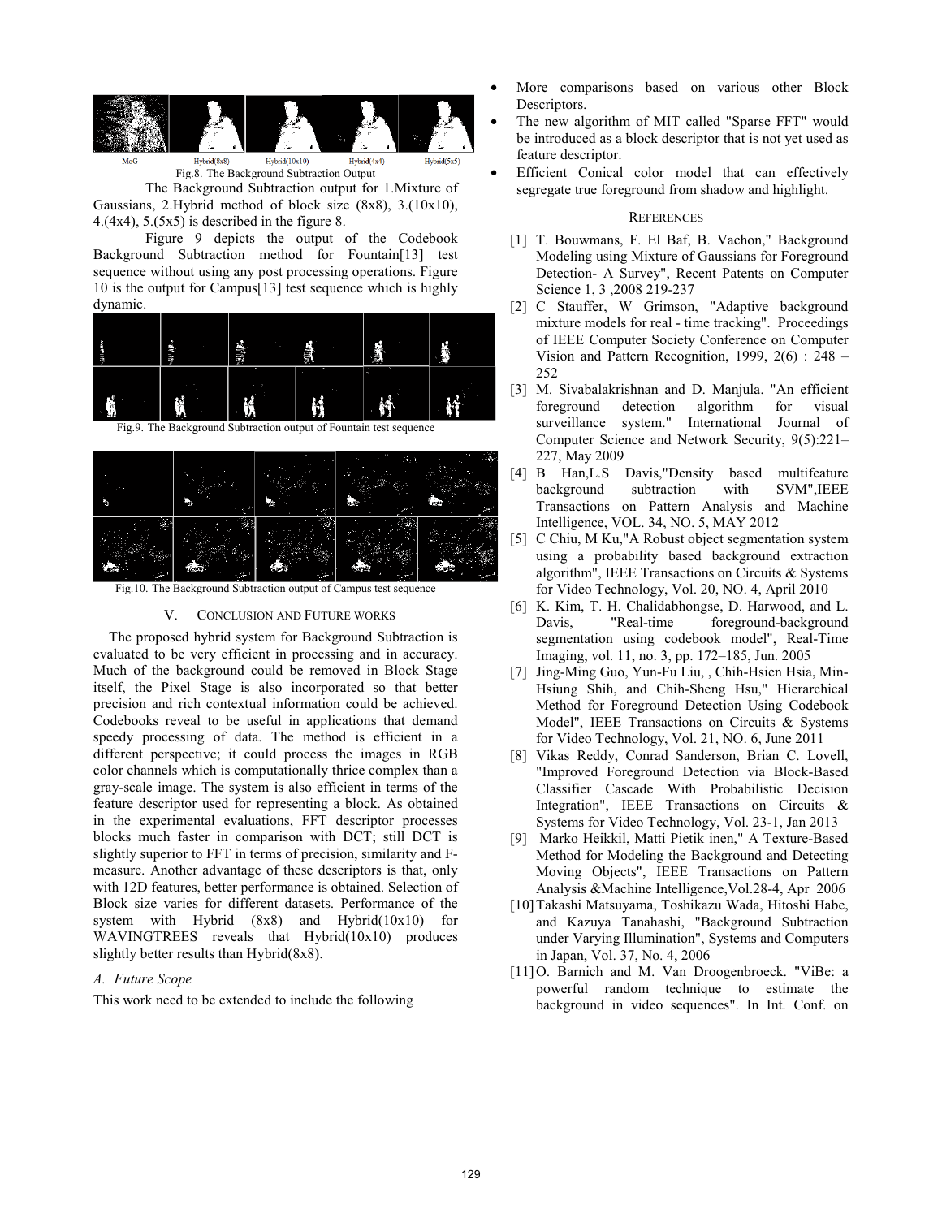MoG Hybrid(8x8) Hybrid(10x10) Hybrid(4x4) Hybrid(5x5)

Fig.8. The Background Subtraction Output

The Background Subtraction output for 1.Mixture of Gaussians, 2.Hybrid method of block size (8x8), 3.(10x10), 4.(4x4), 5.(5x5) is described in the figure 8.

Figure 9 depicts the output of the Codebook Background Subtraction method for Fountain[13] test sequence without using any post processing operations. Figure 10 is the output for Campus[13] test sequence which is highly dynamic.

Fig.9. The Background Subtraction output of Fountain test sequence

Fig.10. The Background Subtraction output of Campus test sequence

## V. CONCLUSION AND FUTURE WORKS

The proposed hybrid system for Background Subtraction is evaluated to be very efficient in processing and in accuracy. Much of the background could be removed in Block Stage itself, the Pixel Stage is also incorporated so that better precision and rich contextual information could be achieved. Codebooks reveal to be useful in applications that demand speedy processing of data. The method is efficient in a different perspective; it could process the images in RGB color channels which is computationally thrice complex than a gray-scale image. The system is also efficient in terms of the feature descriptor used for representing a block. As obtained in the experimental evaluations, FFT descriptor processes blocks much faster in comparison with DCT; still DCT is slightly superior to FFT in terms of precision, similarity and F-measure. Another advantage of these descriptors is that, only with 12D features, better performance is obtained. Selection of Block size varies for different datasets. Performance of the system with Hybrid (8x8) and Hybrid(10x10) for WAVINGTREES reveals that Hybrid(10x10) produces slightly better results than Hybrid(8x8).

### A. Future Scope

This work need to be extended to include the following

- More comparisons based on various other Block Descriptors.
- The new algorithm of MIT called "Sparse FFT" would be introduced as a block descriptor that is not yet used as feature descriptor.
- Efficient Conical color model that can effectively segregate true foreground from shadow and highlight.

## REFERENCES

[1] T. Bouwmans, F. El Baf, B. Vachon," Background Modeling using Mixture of Gaussians for Foreground Detection- A Survey", Recent Patents on Computer Science 1, 3 ,2008 219-237

[2] C Stauffer, W Grimson, "Adaptive background mixture models for real - time tracking". Proceedings of IEEE Computer Society Conference on Computer Vision and Pattern Recognition, 1999, 2(6) : 248 – 252

[3] M. Sivabalakrishnan and D. Manjula. "An efficient foreground detection algorithm for visual surveillance system." International Journal of Computer Science and Network Security, 9(5):221–227, May 2009

[4] B Han,L.S Davis,"Density based multifeature background subtraction with SVM",IEEE Transactions on Pattern Analysis and Machine Intelligence, VOL. 34, NO. 5, MAY 2012

[5] C Chiu, M Ku,"A Robust object segmentation system using a probability based background extraction algorithm", IEEE Transactions on Circuits & Systems for Video Technology, Vol. 20, NO. 4, April 2010

[6] K. Kim, T. H. Chalidabhongse, D. Harwood, and L. Davis, "Real-time foreground-background segmentation using codebook model", Real-Time Imaging, vol. 11, no. 3, pp. 172–185, Jun. 2005

[7] Jing-Ming Guo, Yun-Fu Liu, , Chih-Hsien Hsia, Min-Hsiung Shih, and Chih-Sheng Hsu," Hierarchical Method for Foreground Detection Using Codebook Model", IEEE Transactions on Circuits & Systems for Video Technology, Vol. 21, NO. 6, June 2011

[8] Vikas Reddy, Conrad Sanderson, Brian C. Lovell, "Improved Foreground Detection via Block-Based Classifier Cascade With Probabilistic Decision Integration", IEEE Transactions on Circuits & Systems for Video Technology, Vol. 23-1, Jan 2013

[9] Marko Heikkil, Matti Pietik inen," A Texture-Based Method for Modeling the Background and Detecting Moving Objects", IEEE Transactions on Pattern Analysis &Machine Intelligence,Vol.28-4, Apr 2006

[10] Takashi Matsuyama, Toshikazu Wada, Hitoshi Habe, and Kazuya Tanahashi, "Background Subtraction under Varying Illumination", Systems and Computers in Japan, Vol. 37, No. 4, 2006

[11] O. Barnich and M. Van Droogenbroeck. "ViBe: a powerful random technique to estimate the background in video sequences". In Int. Conf. on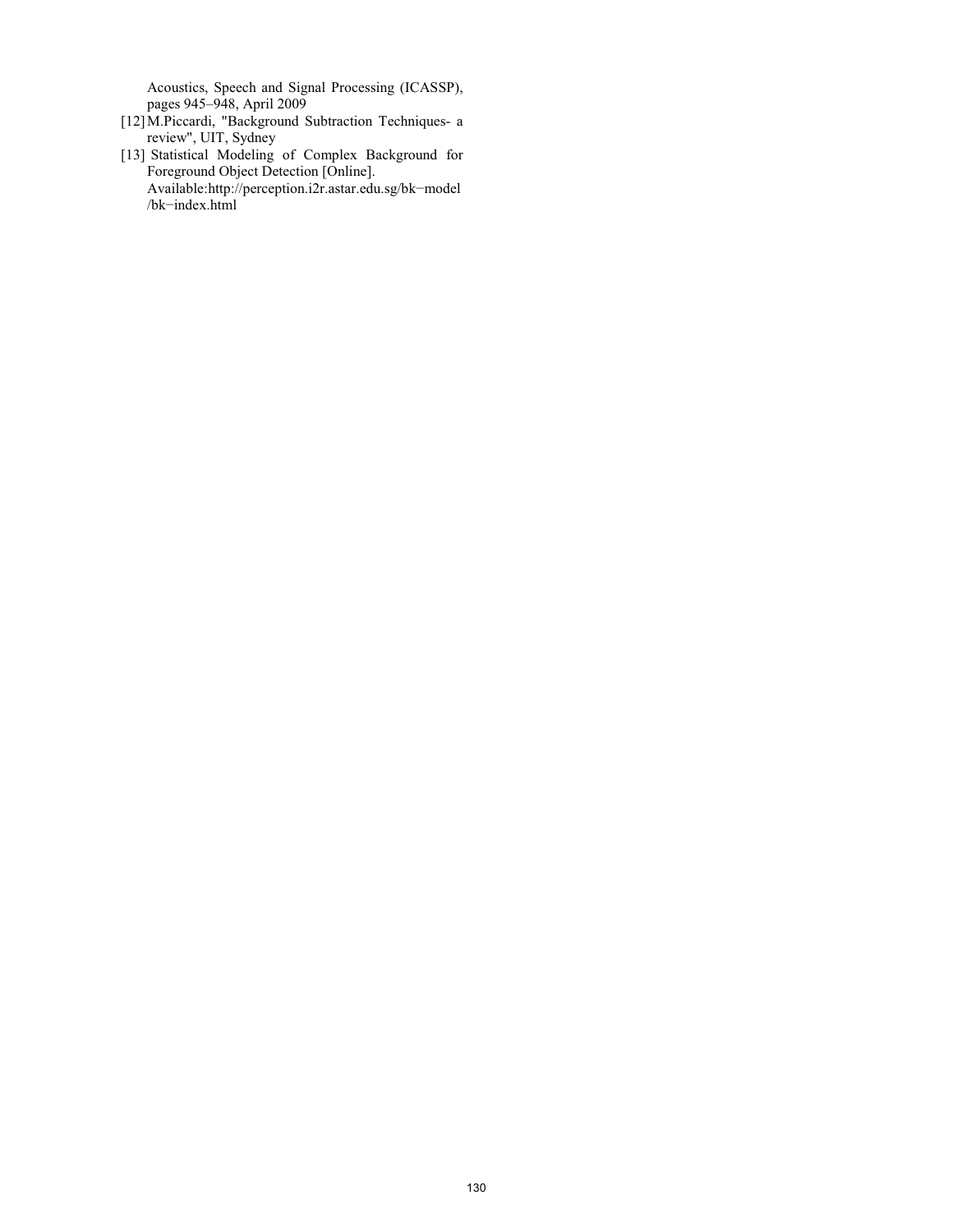Acoustics, Speech and Signal Processing (ICASSP), pages 945–948, April 2009

[12] M.Piccardi, "Background Subtraction Techniques- a review", UIT, Sydney

[13] Statistical Modeling of Complex Background for Foreground Object Detection [Online]. Available:http://perception.i2r.astar.edu.sg/bk−model/bk−index.html